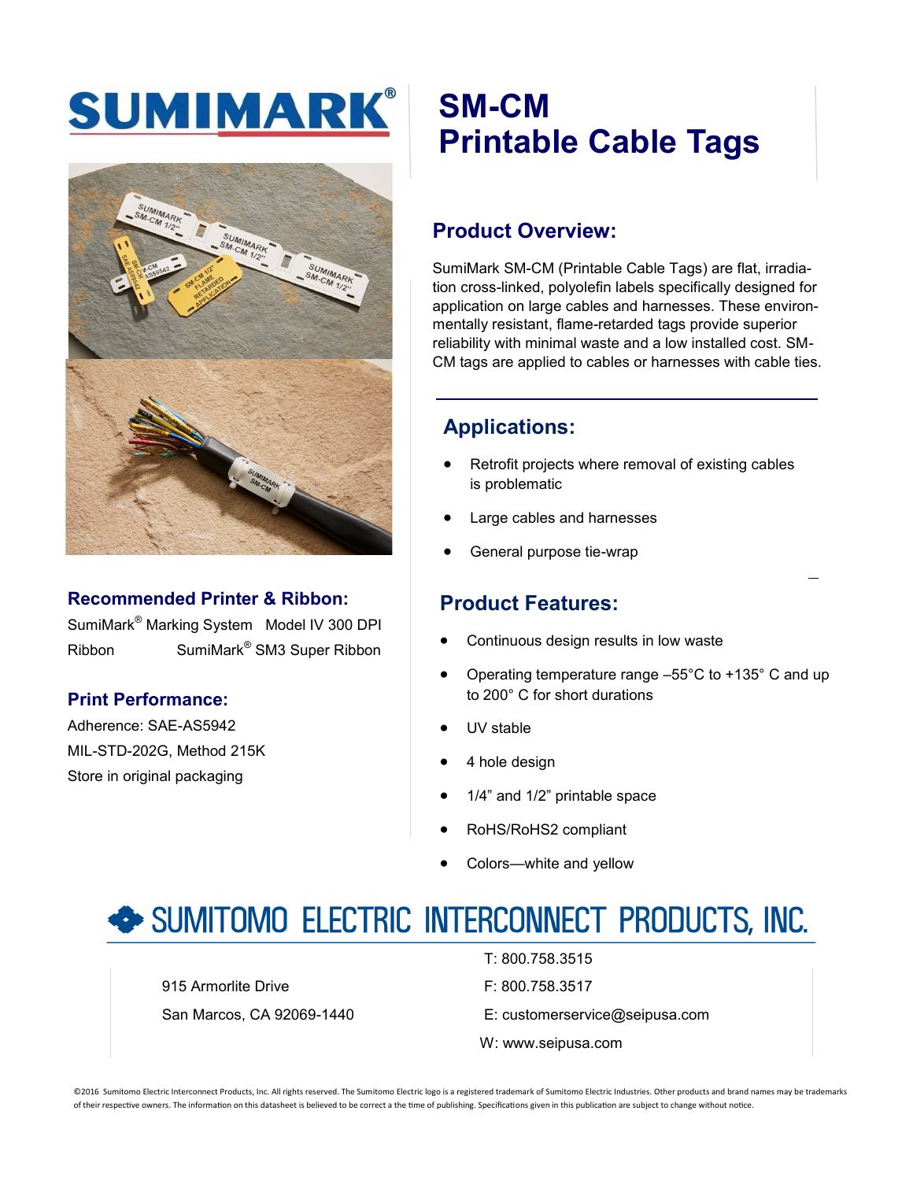# SUMIMARK®

# SM-CM Printable Cable Tags

## Product Overview:

SumiMark SM-CM (Printable Cable Tags) are flat, irradiation cross-linked, polyolefin labels specifically designed for application on large cables and harnesses. These environmentally resistant, flame-retarded tags provide superior reliability with minimal waste and a low installed cost. SM-CM tags are applied to cables or harnesses with cable ties.

## Applications:

- Retrofit projects where removal of existing cables is problematic
- Large cables and harnesses
- General purpose tie-wrap

## Product Features:

- Continuous design results in low waste
- Operating temperature range –55°C to +135° C and up to 200° C for short durations
- UV stable
- 4 hole design
- 1/4" and 1/2" printable space
- RoHS/RoHS2 compliant
- Colors—white and yellow

## Recommended Printer & Ribbon:

SumiMark® Marking System Model IV 300 DPI

Ribbon SumiMark® SM3 Super Ribbon

## Print Performance:

Adherence: SAE-AS5942

MIL-STD-202G, Method 215K

Store in original packaging

## SUMITOMO ELECTRIC INTERCONNECT PRODUCTS, INC.

915 Armorlite Drive
San Marcos, CA 92069-1440

T: 800.758.3515
F: 800.758.3517
E: customerservice@seipusa.com
W: www.seipusa.com

©2016 Sumitomo Electric Interconnect Products, Inc. All rights reserved. The Sumitomo Electric logo is a registered trademark of Sumitomo Electric Industries. Other products and brand names may be trademarks of their respective owners. The information on this datasheet is believed to be correct a the time of publishing. Specifications given in this publication are subject to change without notice.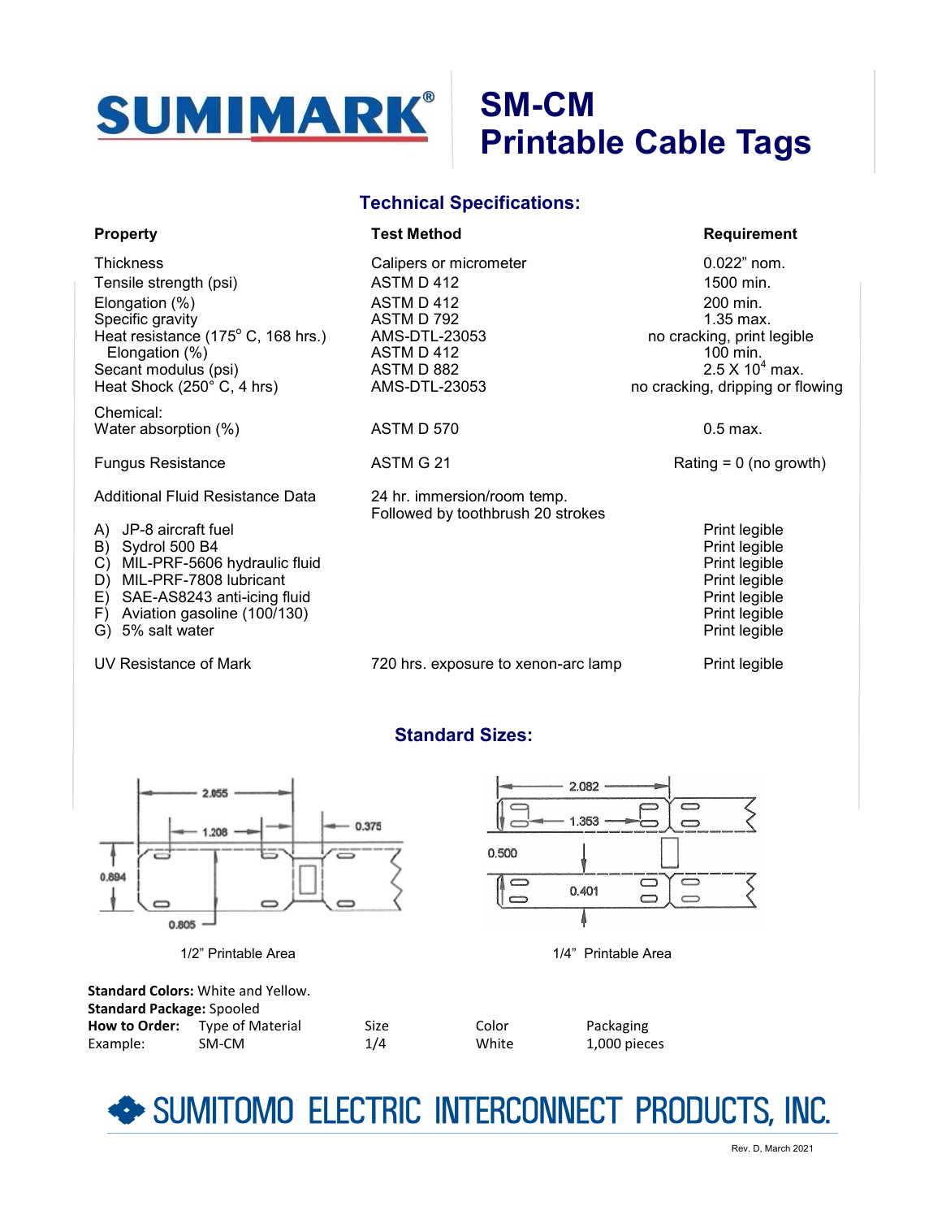# SUMIMARK®

# SM-CM Printable Cable Tags

## Technical Specifications:

| Property | Test Method | Requirement |
|---|---|---|
| Thickness | Calipers or micrometer | 0.022" nom. |
| Tensile strength (psi) | ASTM D 412 | 1500 min. |
| Elongation (%) | ASTM D 412 | 200 min. |
| Specific gravity | ASTM D 792 | 1.35 max. |
| Heat resistance (175° C, 168 hrs.) | AMS-DTL-23053 | no cracking, print legible |
| Elongation (%) | ASTM D 412 | 100 min. |
| Secant modulus (psi) | ASTM D 882 | 2.5 X $10^4$ max. |
| Heat Shock (250° C, 4 hrs) | AMS-DTL-23053 | no cracking, dripping or flowing |
| Chemical: | | |
| Water absorption (%) | ASTM D 570 | 0.5 max. |
| Fungus Resistance | ASTM G 21 | Rating = 0 (no growth) |
| Additional Fluid Resistance Data | 24 hr. immersion/room temp. Followed by toothbrush 20 strokes | |
| A) JP-8 aircraft fuel | | Print legible |
| B) Sydrol 500 B4 | | Print legible |
| C) MIL-PRF-5606 hydraulic fluid | | Print legible |
| D) MIL-PRF-7808 lubricant | | Print legible |
| E) SAE-AS8243 anti-icing fluid | | Print legible |
| F) Aviation gasoline (100/130) | | Print legible |
| G) 5% salt water | | Print legible |
| UV Resistance of Mark | 720 hrs. exposure to xenon-arc lamp | Print legible |

## Standard Sizes:

2.055
1.208
0.375
0.894
0.805

1/2" Printable Area

2.082
1.353
0.500
0.401

1/4" Printable Area

**Standard Colors:** White and Yellow.
**Standard Package:** Spooled

| **How to Order:** | Type of Material | Size | Color | Packaging |
|---|---|---|---|---|
| Example: | SM-CM | 1/4 | White | 1,000 pieces |

SUMITOMO ELECTRIC INTERCONNECT PRODUCTS, INC.

Rev. D, March 2021